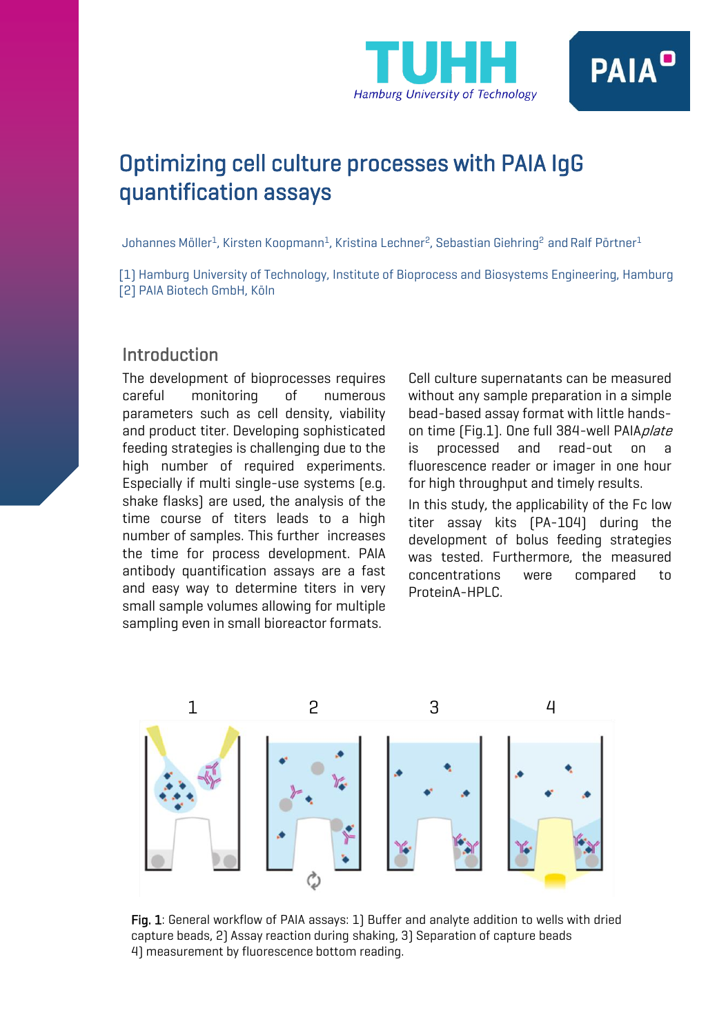# Optimizing cell culture processes with PAIA IgG quantification assays

Johannes Möller[1], Kirsten Koopmann[1], Kristina Lechner[2], Sebastian Giehring[2] and Ralf Pörtner[1]

[1] Hamburg University of Technology, Institute of Bioprocess and Biosystems Engineering, Hamburg
[2] PAIA Biotech GmbH, Köln

## Introduction

The development of bioprocesses requires careful monitoring of numerous parameters such as cell density, viability and product titer. Developing sophisticated feeding strategies is challenging due to the high number of required experiments. Especially if multi single-use systems (e.g. shake flasks) are used, the analysis of the time course of titers leads to a high number of samples. This further increases the time for process development. PAIA antibody quantification assays are a fast and easy way to determine titers in very small sample volumes allowing for multiple sampling even in small bioreactor formats.

Cell culture supernatants can be measured without any sample preparation in a simple bead-based assay format with little hands-on time (Fig.1). One full 384-well PAIA*plate* is processed and read-out on a fluorescence reader or imager in one hour for high throughput and timely results.

In this study, the applicability of the Fc low titer assay kits (PA-104) during the development of bolus feeding strategies was tested. Furthermore, the measured concentrations were compared to ProteinA-HPLC.

**Fig. 1**: General workflow of PAIA assays: 1) Buffer and analyte addition to wells with dried capture beads, 2) Assay reaction during shaking, 3) Separation of capture beads 4) measurement by fluorescence bottom reading.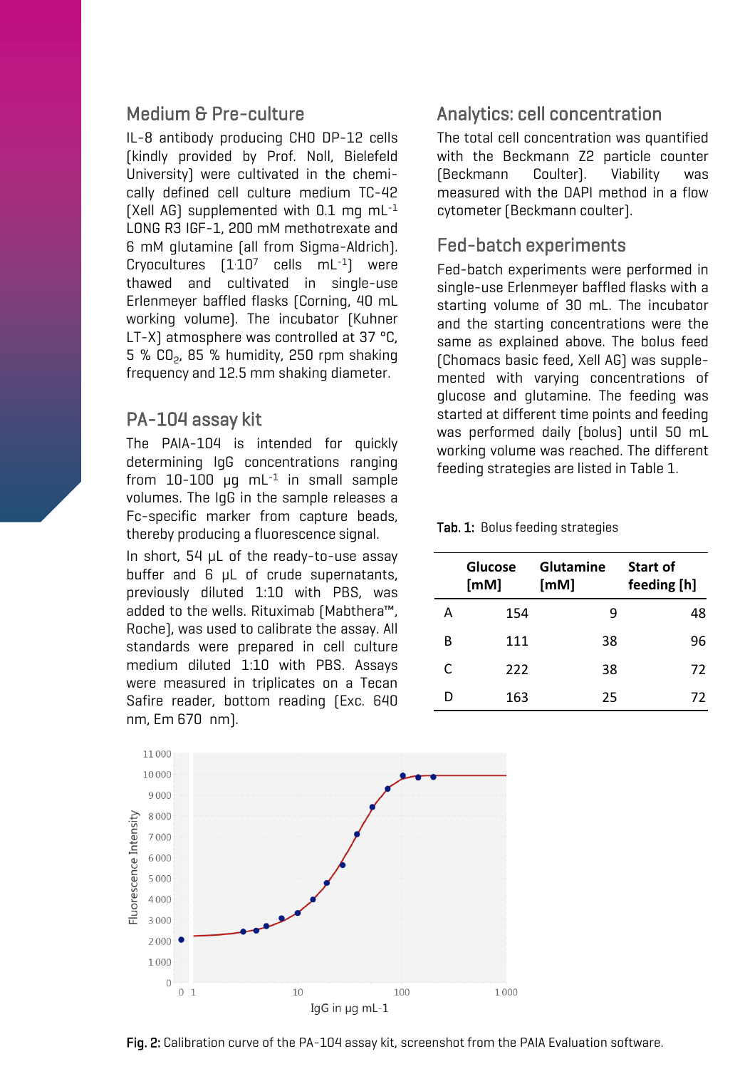## Medium & Pre-culture

IL-8 antibody producing CHO DP-12 cells (kindly provided by Prof. Noll, Bielefeld University) were cultivated in the chemically defined cell culture medium TC-42 (Xell AG) supplemented with 0.1 mg mL$^{-1}$ LONG R3 IGF-1, 200 mM methotrexate and 6 mM glutamine (all from Sigma-Aldrich). Cryocultures ($1 \cdot 10^7$ cells mL$^{-1}$) were thawed and cultivated in single-use Erlenmeyer baffled flasks (Corning, 40 mL working volume). The incubator (Kuhner LT-X) atmosphere was controlled at 37 °C, 5 % $CO_2$, 85 % humidity, 250 rpm shaking frequency and 12.5 mm shaking diameter.

## PA-104 assay kit

The PAIA-104 is intended for quickly determining IgG concentrations ranging from 10-100 µg mL$^{-1}$ in small sample volumes. The IgG in the sample releases a Fc-specific marker from capture beads, thereby producing a fluorescence signal.

In short, 54 µL of the ready-to-use assay buffer and 6 µL of crude supernatants, previously diluted 1:10 with PBS, was added to the wells. Rituximab (Mabthera™, Roche), was used to calibrate the assay. All standards were prepared in cell culture medium diluted 1:10 with PBS. Assays were measured in triplicates on a Tecan Safire reader, bottom reading (Exc. 640 nm, Em 670 nm).

## Analytics: cell concentration

The total cell concentration was quantified with the Beckmann Z2 particle counter (Beckmann Coulter). Viability was measured with the DAPI method in a flow cytometer (Beckmann coulter).

## Fed-batch experiments

Fed-batch experiments were performed in single-use Erlenmeyer baffled flasks with a starting volume of 30 mL. The incubator and the starting concentrations were the same as explained above. The bolus feed (Chomacs basic feed, Xell AG) was supplemented with varying concentrations of glucose and glutamine. The feeding was started at different time points and feeding was performed daily (bolus) until 50 mL working volume was reached. The different feeding strategies are listed in Table 1.

**Tab. 1:** Bolus feeding strategies

| | Glucose [mM] | Glutamine [mM] | Start of feeding [h] |
|---|---|---|---|
| A | 154 | 9 | 48 |
| B | 111 | 38 | 96 |
| C | 222 | 38 | 72 |
| D | 163 | 25 | 72 |

**Fig. 2:** Calibration curve of the PA-104 assay kit, screenshot from the PAIA Evaluation software.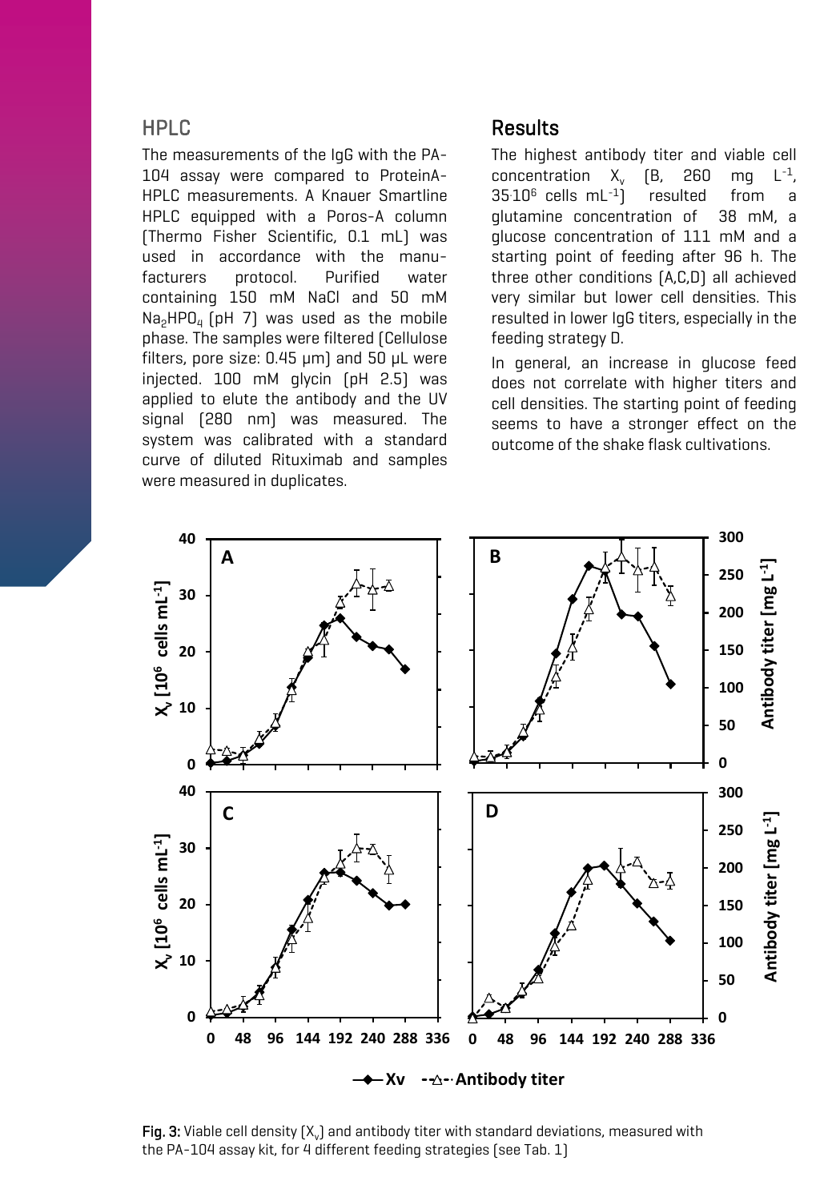## HPLC

The measurements of the IgG with the PA-104 assay were compared to ProteinA-HPLC measurements. A Knauer Smartline HPLC equipped with a Poros-A column (Thermo Fisher Scientific, 0.1 mL) was used in accordance with the manufacturers protocol. Purified water containing 150 mM NaCl and 50 mM $Na_2HPO_4$ (pH 7) was used as the mobile phase. The samples were filtered (Cellulose filters, pore size: 0.45 µm) and 50 µL were injected. 100 mM glycin (pH 2.5) was applied to elute the antibody and the UV signal (280 nm) was measured. The system was calibrated with a standard curve of diluted Rituximab and samples were measured in duplicates.

## Results

The highest antibody titer and viable cell concentration $X_v$ (B, 260 mg $L^{-1}$, $35 \cdot 10^6$ cells $mL^{-1}$) resulted from a glutamine concentration of 38 mM, a glucose concentration of 111 mM and a starting point of feeding after 96 h. The three other conditions (A,C,D) all achieved very similar but lower cell densities. This resulted in lower IgG titers, especially in the feeding strategy D.

In general, an increase in glucose feed does not correlate with higher titers and cell densities. The starting point of feeding seems to have a stronger effect on the outcome of the shake flask cultivations.

**Fig. 3:** Viable cell density ($X_v$) and antibody titer with standard deviations, measured with the PA-104 assay kit, for 4 different feeding strategies (see Tab. 1)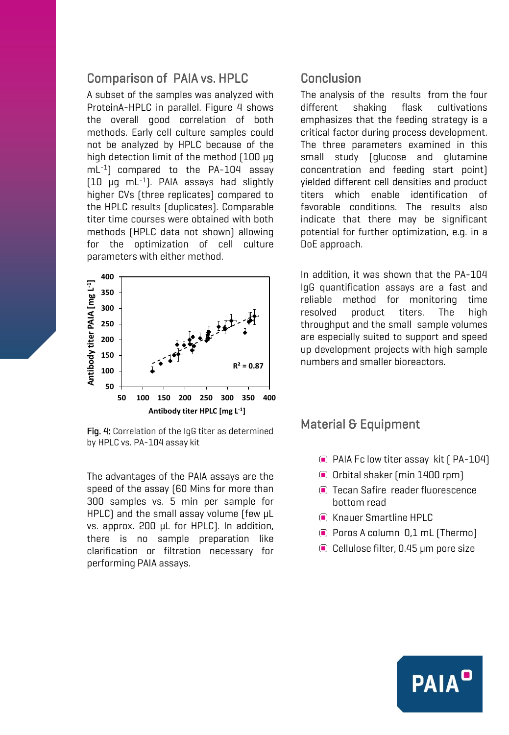## Comparison of PAIA vs. HPLC

A subset of the samples was analyzed with ProteinA-HPLC in parallel. Figure 4 shows the overall good correlation of both methods. Early cell culture samples could not be analyzed by HPLC because of the high detection limit of the method (100 µg $mL^{-1}$) compared to the PA-104 assay (10 µg $mL^{-1}$). PAIA assays had slightly higher CVs (three replicates) compared to the HPLC results (duplicates). Comparable titer time courses were obtained with both methods (HPLC data not shown) allowing for the optimization of cell culture parameters with either method.

Antibody titer PAIA [mg $L^{-1}$]

400
350
300
250
200
150
100
50

50 100 150 200 250 300 350 400

Antibody titer HPLC [mg $L^{-1}$]

$R^2 = 0.87$

**Fig. 4:** Correlation of the IgG titer as determined by HPLC vs. PA-104 assay kit

The advantages of the PAIA assays are the speed of the assay (60 Mins for more than 300 samples vs. 5 min per sample for HPLC) and the small assay volume (few µL vs. approx. 200 µL for HPLC). In addition, there is no sample preparation like clarification or filtration necessary for performing PAIA assays.

## Conclusion

The analysis of the results from the four different shaking flask cultivations emphasizes that the feeding strategy is a critical factor during process development. The three parameters examined in this small study (glucose and glutamine concentration and feeding start point) yielded different cell densities and product titers which enable identification of favorable conditions. The results also indicate that there may be significant potential for further optimization, e.g. in a DoE approach.

In addition, it was shown that the PA-104 IgG quantification assays are a fast and reliable method for monitoring time resolved product titers. The high throughput and the small sample volumes are especially suited to support and speed up development projects with high sample numbers and smaller bioreactors.

## Material & Equipment

- PAIA Fc low titer assay kit ( PA-104)
- Orbital shaker (min 1400 rpm)
- Tecan Safire reader fluorescence bottom read
- Knauer Smartline HPLC
- Poros A column 0,1 mL (Thermo)
- Cellulose filter, 0.45 µm pore size

PAIA